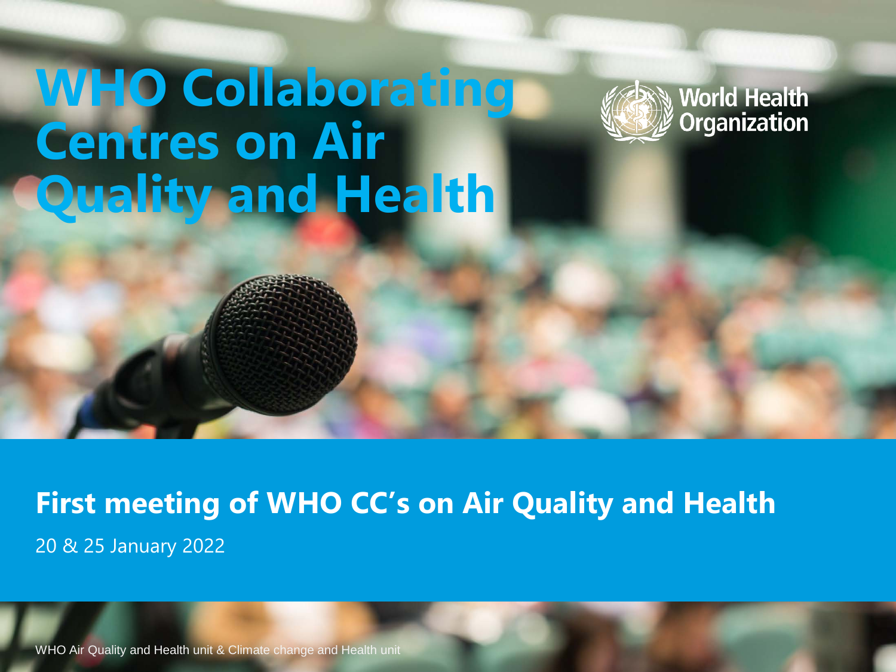# WHO Collaborating Centres on Air Quality and Health

World Health Organization

## First meeting of WHO CC's on Air Quality and Health

20 & 25 January 2022

WHO Air Quality and Health unit & Climate change and Health unit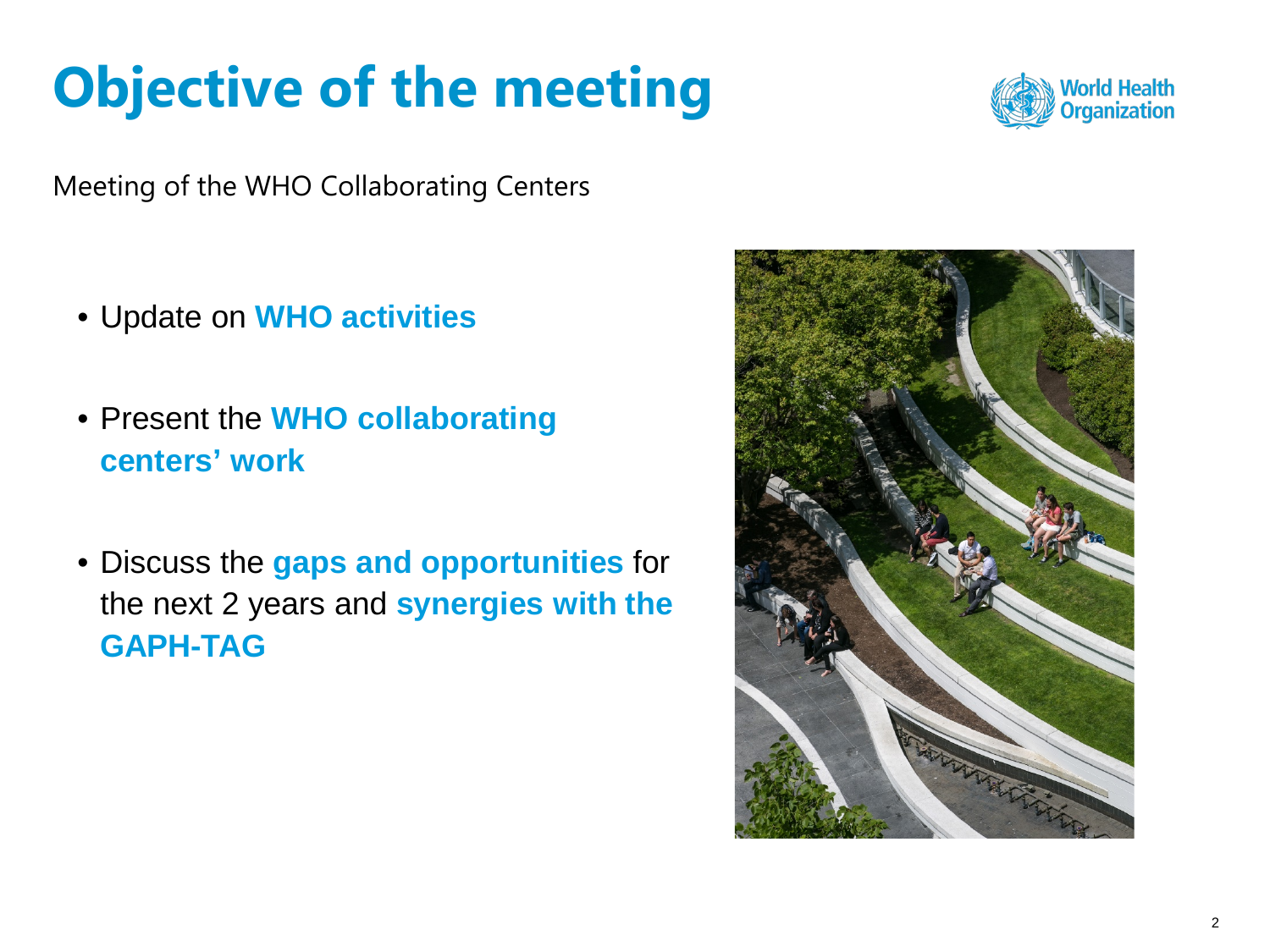# Objective of the meeting

Meeting of the WHO Collaborating Centers

- Update on **WHO activities**
- Present the **WHO collaborating centers' work**
- Discuss the **gaps and opportunities** for the next 2 years and **synergies with the GAPH-TAG**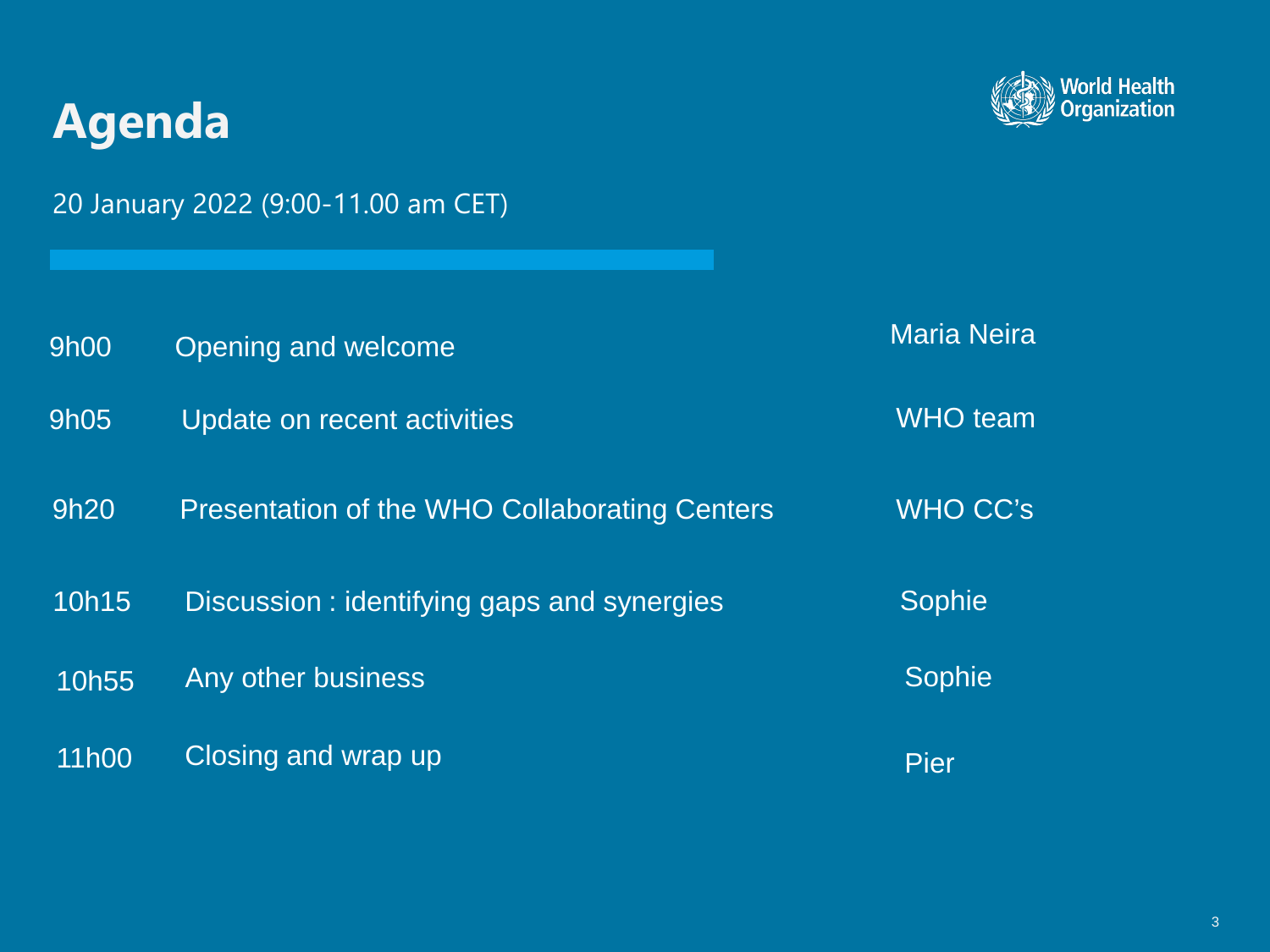# Agenda

20 January 2022 (9:00-11.00 am CET)

| | | |
|---|---|---|
| 9h00 | Opening and welcome | Maria Neira |
| 9h05 | Update on recent activities | WHO team |
| 9h20 | Presentation of the WHO Collaborating Centers | WHO CC's |
| 10h15 | Discussion : identifying gaps and synergies | Sophie |
| 10h55 | Any other business | Sophie |
| 11h00 | Closing and wrap up | Pier |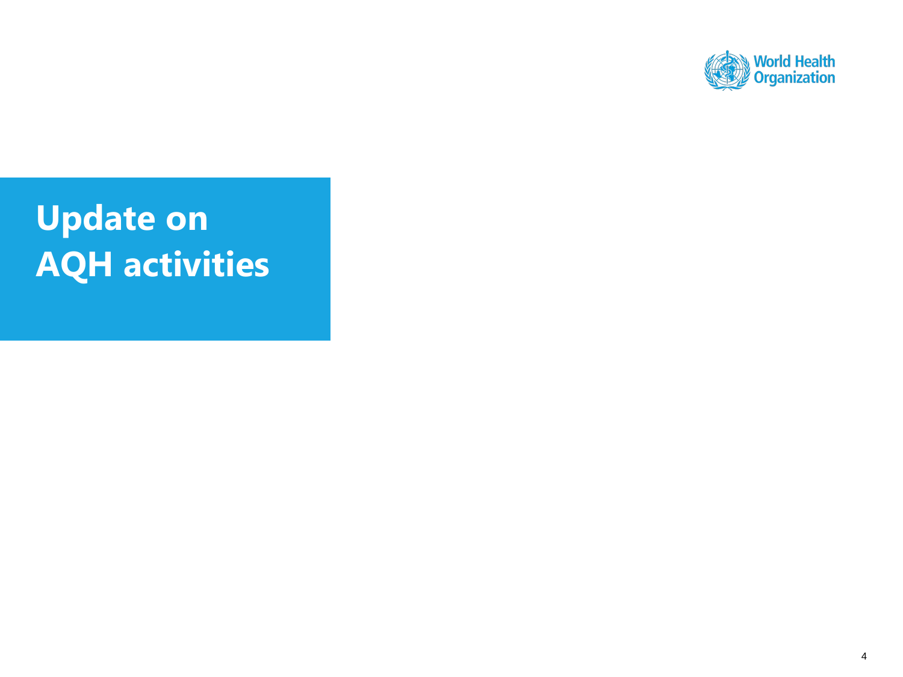# Update on AQH activities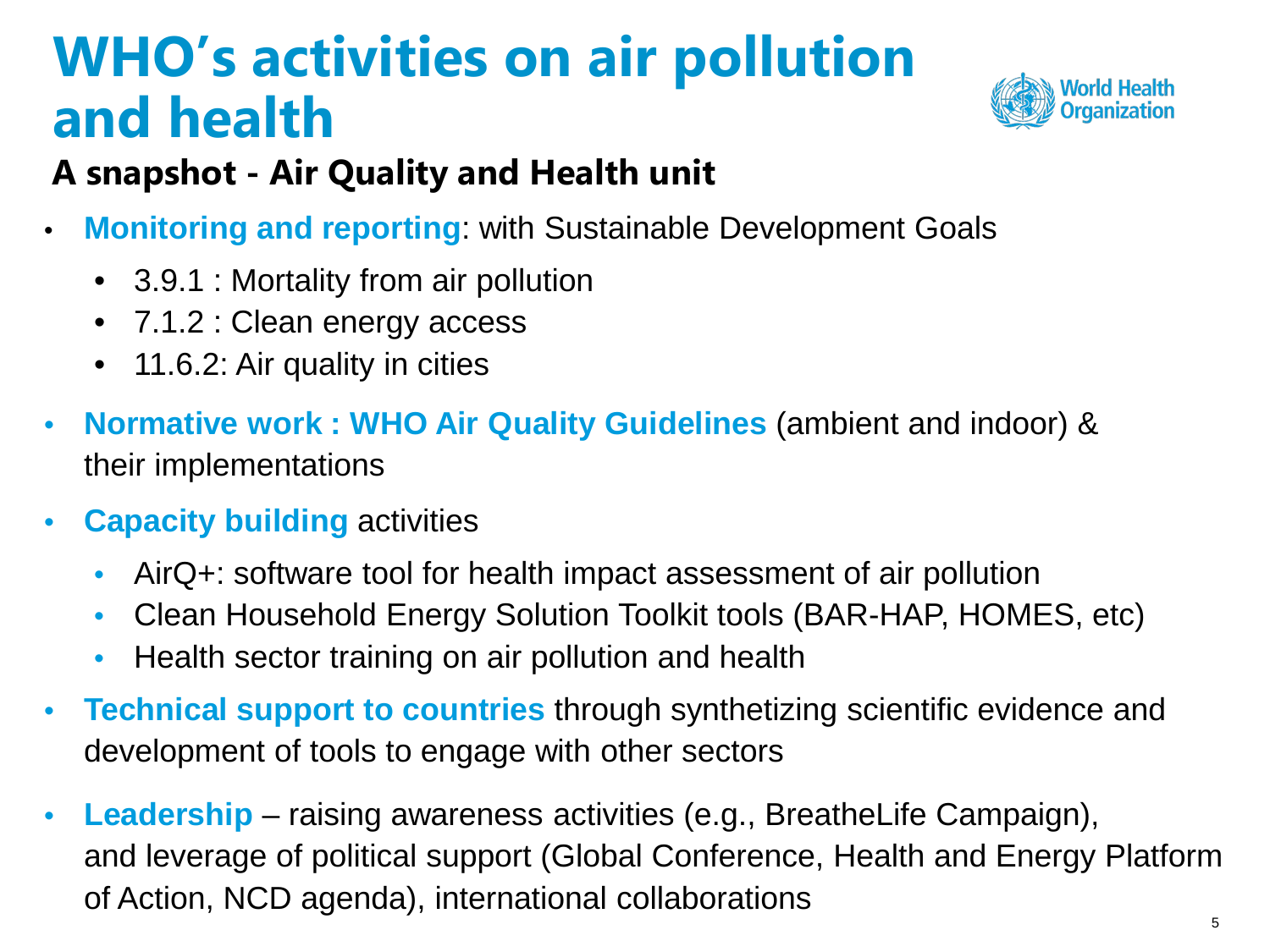# WHO's activities on air pollution and health

## A snapshot - Air Quality and Health unit

- **Monitoring and reporting**: with Sustainable Development Goals
  - 3.9.1 : Mortality from air pollution
  - 7.1.2 : Clean energy access
  - 11.6.2: Air quality in cities
- **Normative work : WHO Air Quality Guidelines** (ambient and indoor) & their implementations
- **Capacity building** activities
  - AirQ+: software tool for health impact assessment of air pollution
  - Clean Household Energy Solution Toolkit tools (BAR-HAP, HOMES, etc)
  - Health sector training on air pollution and health
- **Technical support to countries** through synthetizing scientific evidence and development of tools to engage with other sectors
- **Leadership** – raising awareness activities (e.g., BreatheLife Campaign), and leverage of political support (Global Conference, Health and Energy Platform of Action, NCD agenda), international collaborations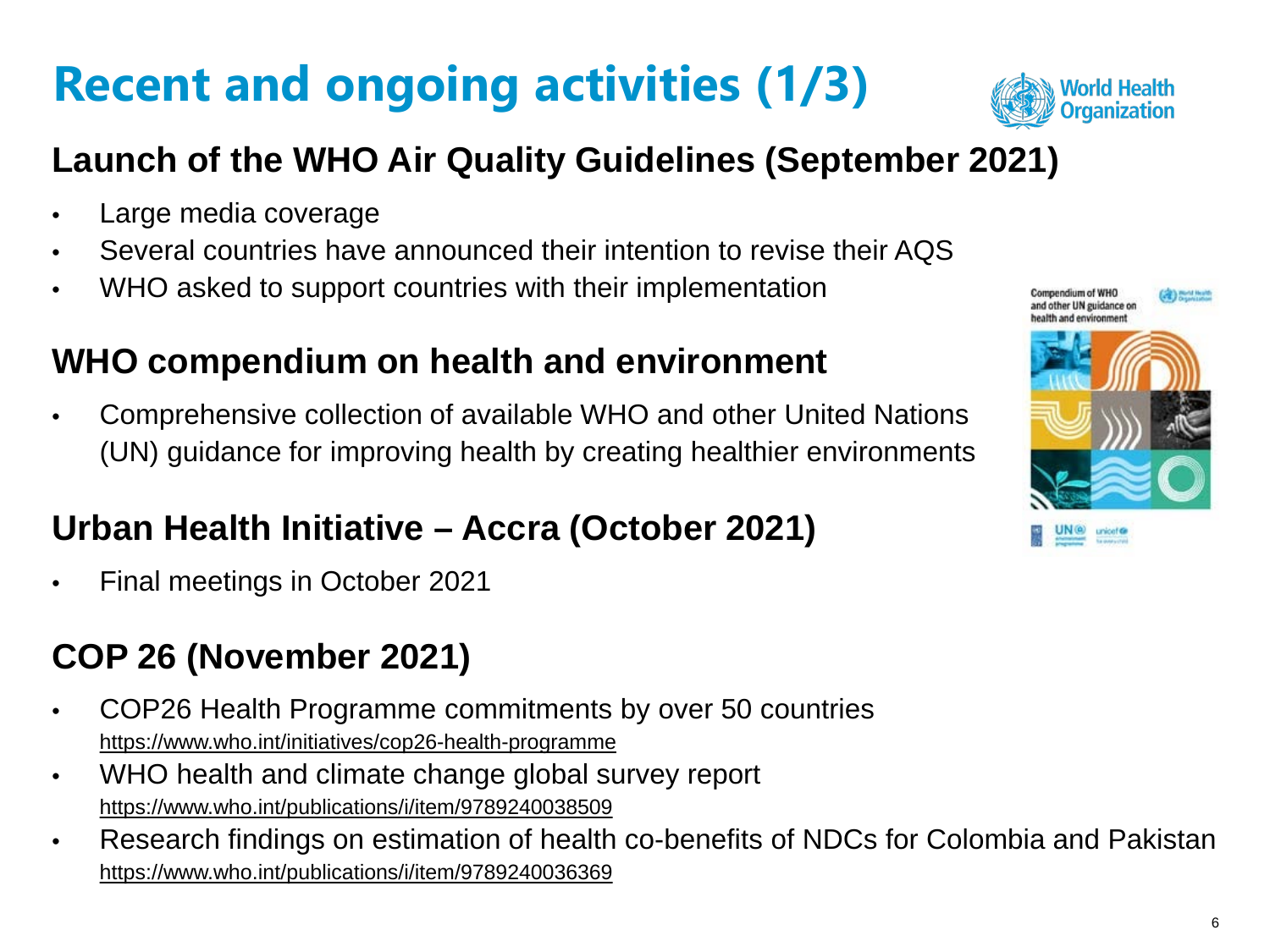# Recent and ongoing activities (1/3)

## Launch of the WHO Air Quality Guidelines (September 2021)

- Large media coverage
- Several countries have announced their intention to revise their AQS
- WHO asked to support countries with their implementation

## WHO compendium on health and environment

- Comprehensive collection of available WHO and other United Nations (UN) guidance for improving health by creating healthier environments

## Urban Health Initiative – Accra (October 2021)

- Final meetings in October 2021

## COP 26 (November 2021)

- COP26 Health Programme commitments by over 50 countries
  https://www.who.int/initiatives/cop26-health-programme
- WHO health and climate change global survey report
  https://www.who.int/publications/i/item/9789240038509
- Research findings on estimation of health co-benefits of NDCs for Colombia and Pakistan
  https://www.who.int/publications/i/item/9789240036369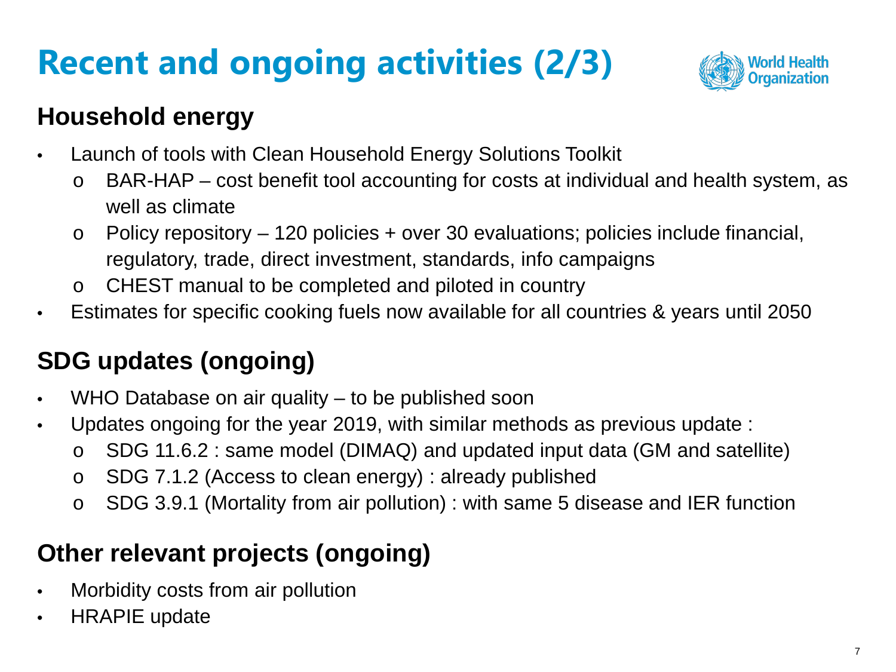# Recent and ongoing activities (2/3)

## Household energy

- Launch of tools with Clean Household Energy Solutions Toolkit
  - BAR-HAP – cost benefit tool accounting for costs at individual and health system, as well as climate
  - Policy repository – 120 policies + over 30 evaluations; policies include financial, regulatory, trade, direct investment, standards, info campaigns
  - CHEST manual to be completed and piloted in country
- Estimates for specific cooking fuels now available for all countries & years until 2050

## SDG updates (ongoing)

- WHO Database on air quality – to be published soon
- Updates ongoing for the year 2019, with similar methods as previous update :
  - SDG 11.6.2 : same model (DIMAQ) and updated input data (GM and satellite)
  - SDG 7.1.2 (Access to clean energy) : already published
  - SDG 3.9.1 (Mortality from air pollution) : with same 5 disease and IER function

## Other relevant projects (ongoing)

- Morbidity costs from air pollution
- HRAPIE update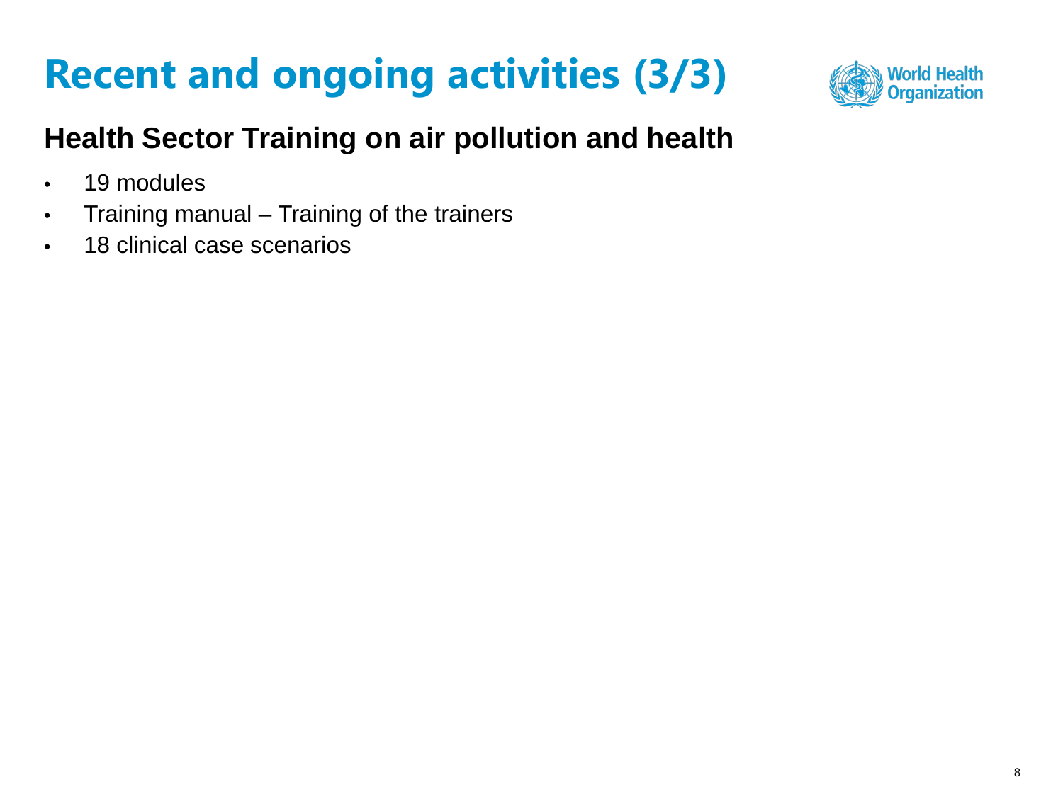# Recent and ongoing activities (3/3)

## Health Sector Training on air pollution and health

- 19 modules
- Training manual – Training of the trainers
- 18 clinical case scenarios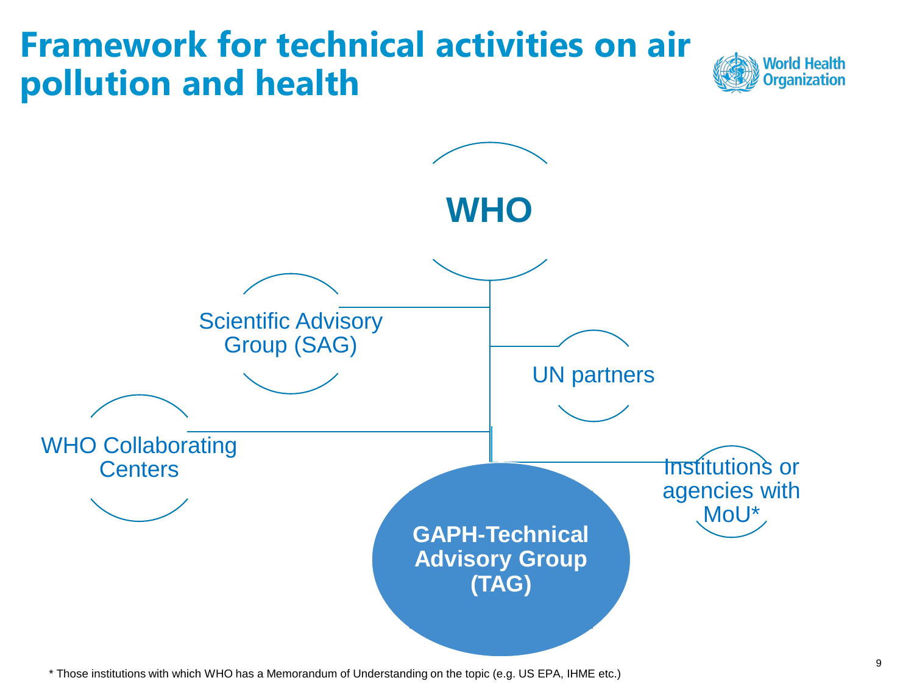# Framework for technical activities on air pollution and health

WHO

Scientific Advisory Group (SAG)

UN partners

WHO Collaborating Centers

Institutions or agencies with MoU*

GAPH-Technical Advisory Group (TAG)

* Those institutions with which WHO has a Memorandum of Understanding on the topic (e.g. US EPA, IHME etc.)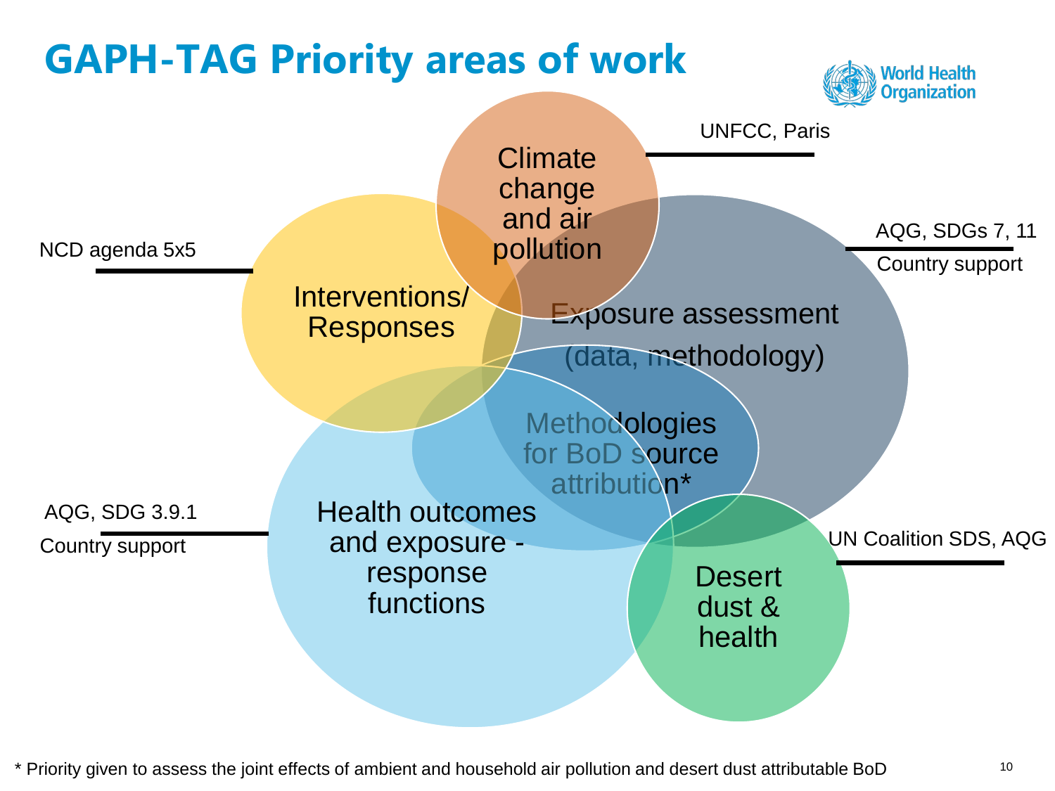# GAPH-TAG Priority areas of work

Climate change and air pollution — UNFCC, Paris

Interventions/ Responses — NCD agenda 5x5

Exposure assessment (data, methodology) — AQG, SDGs 7, 11; Country support

Methodologies for BoD source attribution*

Health outcomes and exposure - response functions — AQG, SDG 3.9.1; Country support

Desert dust & health — UN Coalition SDS, AQG

\* Priority given to assess the joint effects of ambient and household air pollution and desert dust attributable BoD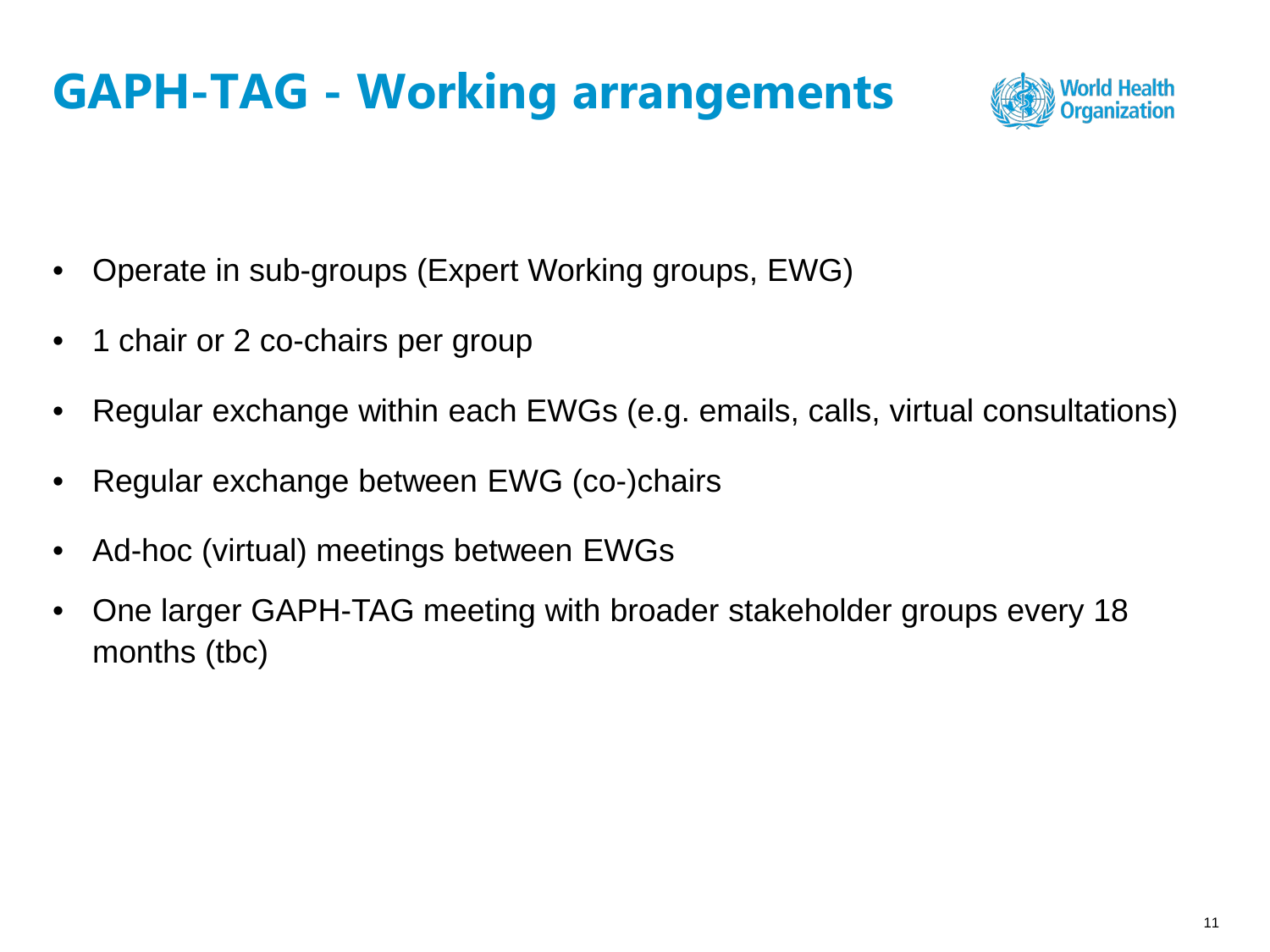# GAPH-TAG - Working arrangements

- Operate in sub-groups (Expert Working groups, EWG)
- 1 chair or 2 co-chairs per group
- Regular exchange within each EWGs (e.g. emails, calls, virtual consultations)
- Regular exchange between EWG (co-)chairs
- Ad-hoc (virtual) meetings between EWGs
- One larger GAPH-TAG meeting with broader stakeholder groups every 18 months (tbc)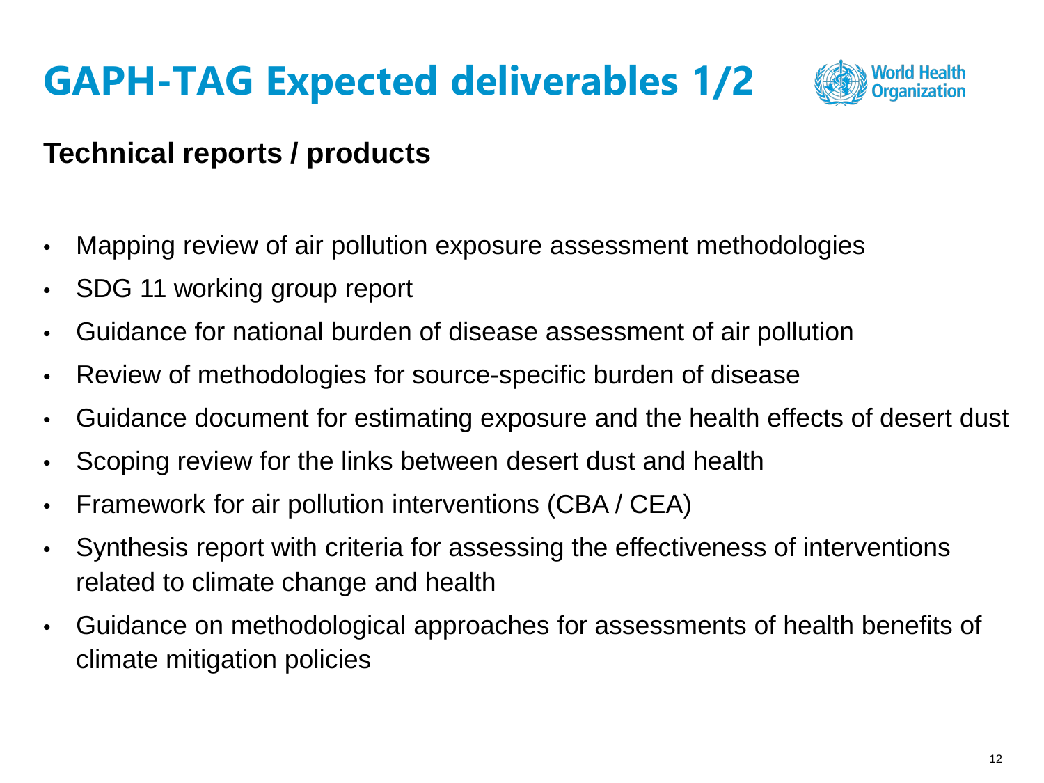# GAPH-TAG Expected deliverables 1/2

## Technical reports / products

- Mapping review of air pollution exposure assessment methodologies
- SDG 11 working group report
- Guidance for national burden of disease assessment of air pollution
- Review of methodologies for source-specific burden of disease
- Guidance document for estimating exposure and the health effects of desert dust
- Scoping review for the links between desert dust and health
- Framework for air pollution interventions (CBA / CEA)
- Synthesis report with criteria for assessing the effectiveness of interventions related to climate change and health
- Guidance on methodological approaches for assessments of health benefits of climate mitigation policies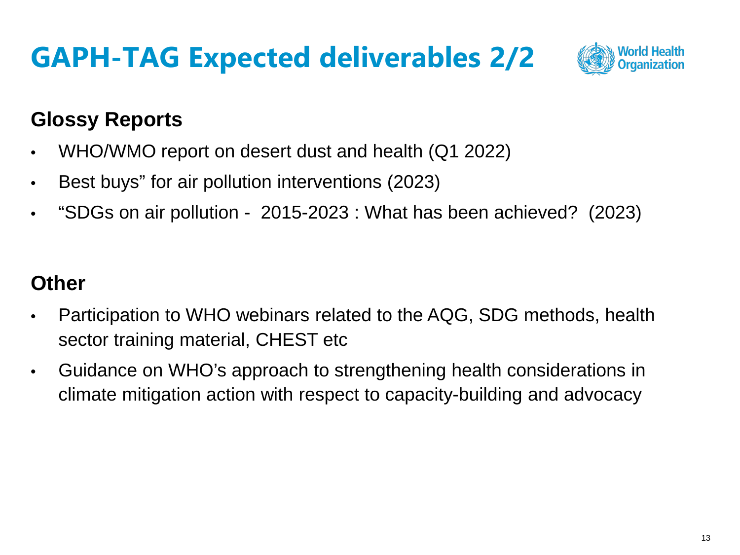# GAPH-TAG Expected deliverables 2/2

## Glossy Reports

- WHO/WMO report on desert dust and health (Q1 2022)
- Best buys" for air pollution interventions (2023)
- "SDGs on air pollution - 2015-2023 : What has been achieved? (2023)

## Other

- Participation to WHO webinars related to the AQG, SDG methods, health sector training material, CHEST etc
- Guidance on WHO's approach to strengthening health considerations in climate mitigation action with respect to capacity-building and advocacy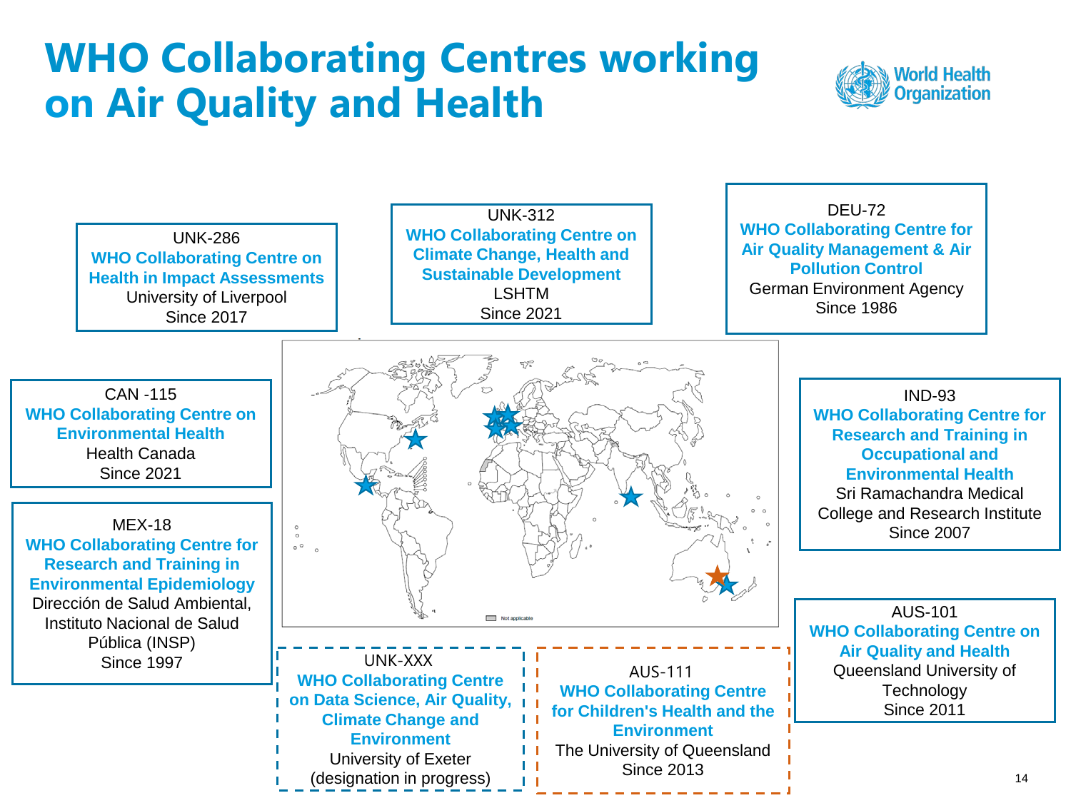# WHO Collaborating Centres working on Air Quality and Health

World Health Organization

UNK-286
**WHO Collaborating Centre on Health in Impact Assessments**
University of Liverpool
Since 2017

UNK-312
**WHO Collaborating Centre on Climate Change, Health and Sustainable Development**
LSHTM
Since 2021

DEU-72
**WHO Collaborating Centre for Air Quality Management & Air Pollution Control**
German Environment Agency
Since 1986

CAN -115
**WHO Collaborating Centre on Environmental Health**
Health Canada
Since 2021

MEX-18
**WHO Collaborating Centre for Research and Training in Environmental Epidemiology**
Dirección de Salud Ambiental, Instituto Nacional de Salud Pública (INSP)
Since 1997

IND-93
**WHO Collaborating Centre for Research and Training in Occupational and Environmental Health**
Sri Ramachandra Medical College and Research Institute
Since 2007

AUS-101
**WHO Collaborating Centre on Air Quality and Health**
Queensland University of Technology
Since 2011

UNK-XXX
**WHO Collaborating Centre on Data Science, Air Quality, Climate Change and Environment**
University of Exeter
(designation in progress)

AUS-111
**WHO Collaborating Centre for Children's Health and the Environment**
The University of Queensland
Since 2013

Not applicable